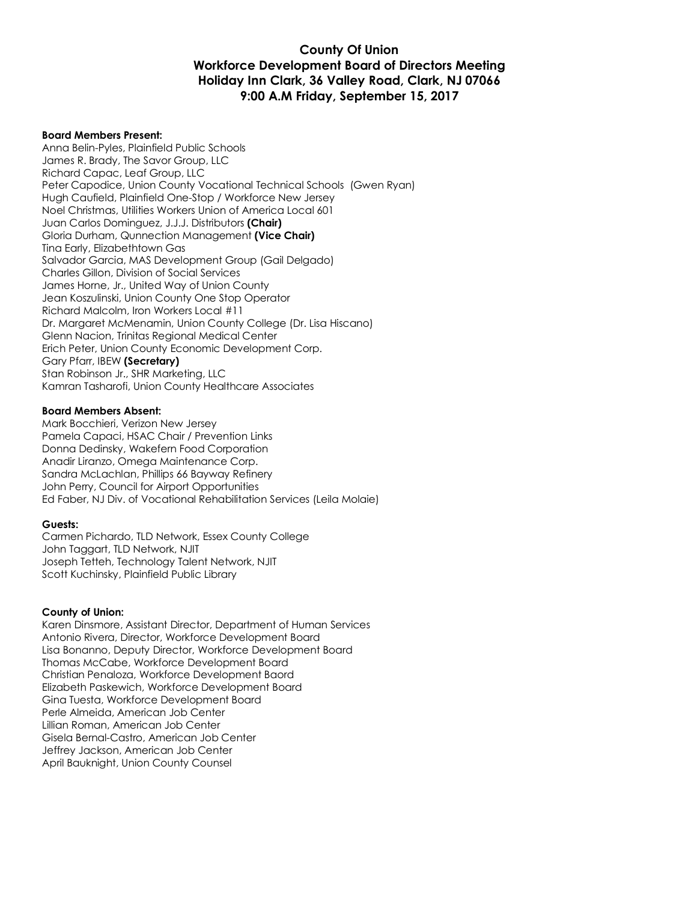# County Of Union
## Workforce Development Board of Directors Meeting
## Holiday Inn Clark, 36 Valley Road, Clark, NJ 07066
## 9:00 A.M Friday, September 15, 2017

**Board Members Present:**

Anna Belin-Pyles, Plainfield Public Schools
James R. Brady, The Savor Group, LLC
Richard Capac, Leaf Group, LLC
Peter Capodice, Union County Vocational Technical Schools (Gwen Ryan)
Hugh Caufield, Plainfield One-Stop / Workforce New Jersey
Noel Christmas, Utilities Workers Union of America Local 601
Juan Carlos Dominguez, J.J.J. Distributors **(Chair)**
Gloria Durham, Qunnection Management **(Vice Chair)**
Tina Early, Elizabethtown Gas
Salvador Garcia, MAS Development Group (Gail Delgado)
Charles Gillon, Division of Social Services
James Horne, Jr., United Way of Union County
Jean Koszulinski, Union County One Stop Operator
Richard Malcolm, Iron Workers Local #11
Dr. Margaret McMenamin, Union County College (Dr. Lisa Hiscano)
Glenn Nacion, Trinitas Regional Medical Center
Erich Peter, Union County Economic Development Corp.
Gary Pfarr, IBEW **(Secretary)**
Stan Robinson Jr., SHR Marketing, LLC
Kamran Tasharofi, Union County Healthcare Associates

**Board Members Absent:**

Mark Bocchieri, Verizon New Jersey
Pamela Capaci, HSAC Chair / Prevention Links
Donna Dedinsky, Wakefern Food Corporation
Anadir Liranzo, Omega Maintenance Corp.
Sandra McLachlan, Phillips 66 Bayway Refinery
John Perry, Council for Airport Opportunities
Ed Faber, NJ Div. of Vocational Rehabilitation Services (Leila Molaie)

**Guests:**

Carmen Pichardo, TLD Network, Essex County College
John Taggart, TLD Network, NJIT
Joseph Tetteh, Technology Talent Network, NJIT
Scott Kuchinsky, Plainfield Public Library

**County of Union:**

Karen Dinsmore, Assistant Director, Department of Human Services
Antonio Rivera, Director, Workforce Development Board
Lisa Bonanno, Deputy Director, Workforce Development Board
Thomas McCabe, Workforce Development Board
Christian Penaloza, Workforce Development Baord
Elizabeth Paskewich, Workforce Development Board
Gina Tuesta, Workforce Development Board
Perle Almeida, American Job Center
Lillian Roman, American Job Center
Gisela Bernal-Castro, American Job Center
Jeffrey Jackson, American Job Center
April Bauknight, Union County Counsel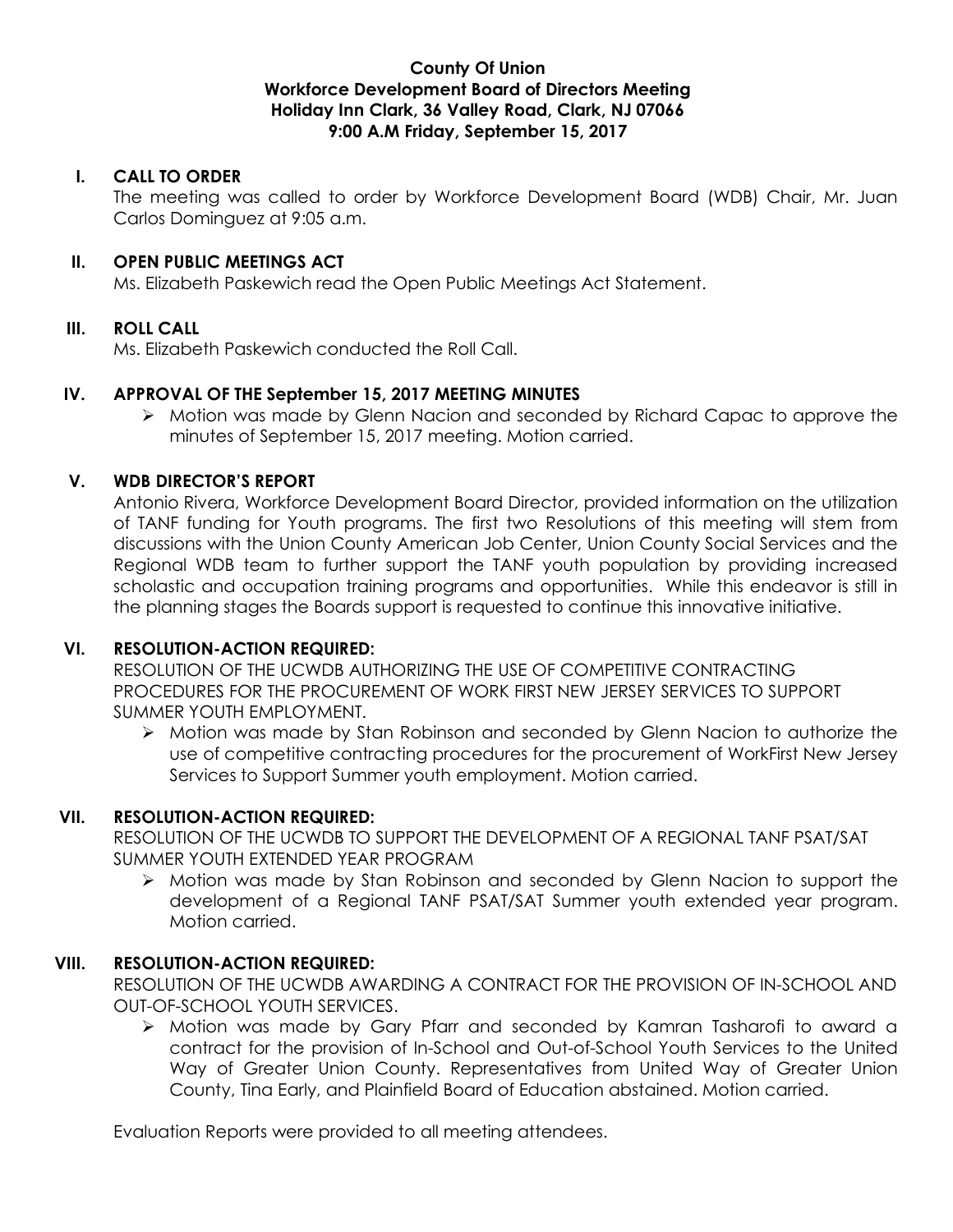**County Of Union**
**Workforce Development Board of Directors Meeting**
**Holiday Inn Clark, 36 Valley Road, Clark, NJ 07066**
**9:00 A.M Friday, September 15, 2017**

## I. CALL TO ORDER

The meeting was called to order by Workforce Development Board (WDB) Chair, Mr. Juan Carlos Dominguez at 9:05 a.m.

## II. OPEN PUBLIC MEETINGS ACT

Ms. Elizabeth Paskewich read the Open Public Meetings Act Statement.

## III. ROLL CALL

Ms. Elizabeth Paskewich conducted the Roll Call.

## IV. APPROVAL OF THE September 15, 2017 MEETING MINUTES

- Motion was made by Glenn Nacion and seconded by Richard Capac to approve the minutes of September 15, 2017 meeting. Motion carried.

## V. WDB DIRECTOR'S REPORT

Antonio Rivera, Workforce Development Board Director, provided information on the utilization of TANF funding for Youth programs. The first two Resolutions of this meeting will stem from discussions with the Union County American Job Center, Union County Social Services and the Regional WDB team to further support the TANF youth population by providing increased scholastic and occupation training programs and opportunities. While this endeavor is still in the planning stages the Boards support is requested to continue this innovative initiative.

## VI. RESOLUTION-ACTION REQUIRED:

RESOLUTION OF THE UCWDB AUTHORIZING THE USE OF COMPETITIVE CONTRACTING PROCEDURES FOR THE PROCUREMENT OF WORK FIRST NEW JERSEY SERVICES TO SUPPORT SUMMER YOUTH EMPLOYMENT.

- Motion was made by Stan Robinson and seconded by Glenn Nacion to authorize the use of competitive contracting procedures for the procurement of WorkFirst New Jersey Services to Support Summer youth employment. Motion carried.

## VII. RESOLUTION-ACTION REQUIRED:

RESOLUTION OF THE UCWDB TO SUPPORT THE DEVELOPMENT OF A REGIONAL TANF PSAT/SAT SUMMER YOUTH EXTENDED YEAR PROGRAM

- Motion was made by Stan Robinson and seconded by Glenn Nacion to support the development of a Regional TANF PSAT/SAT Summer youth extended year program. Motion carried.

## VIII. RESOLUTION-ACTION REQUIRED:

RESOLUTION OF THE UCWDB AWARDING A CONTRACT FOR THE PROVISION OF IN-SCHOOL AND OUT-OF-SCHOOL YOUTH SERVICES.

- Motion was made by Gary Pfarr and seconded by Kamran Tasharofi to award a contract for the provision of In-School and Out-of-School Youth Services to the United Way of Greater Union County. Representatives from United Way of Greater Union County, Tina Early, and Plainfield Board of Education abstained. Motion carried.

Evaluation Reports were provided to all meeting attendees.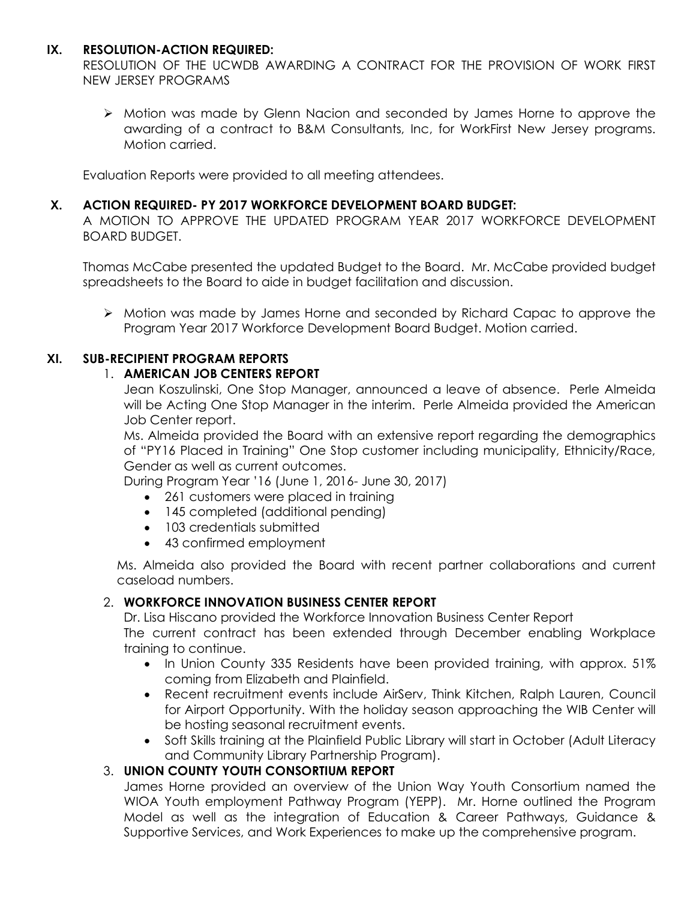## IX. RESOLUTION-ACTION REQUIRED:

RESOLUTION OF THE UCWDB AWARDING A CONTRACT FOR THE PROVISION OF WORK FIRST NEW JERSEY PROGRAMS

- Motion was made by Glenn Nacion and seconded by James Horne to approve the awarding of a contract to B&M Consultants, Inc, for WorkFirst New Jersey programs. Motion carried.

Evaluation Reports were provided to all meeting attendees.

## X. ACTION REQUIRED- PY 2017 WORKFORCE DEVELOPMENT BOARD BUDGET:

A MOTION TO APPROVE THE UPDATED PROGRAM YEAR 2017 WORKFORCE DEVELOPMENT BOARD BUDGET.

Thomas McCabe presented the updated Budget to the Board. Mr. McCabe provided budget spreadsheets to the Board to aide in budget facilitation and discussion.

- Motion was made by James Horne and seconded by Richard Capac to approve the Program Year 2017 Workforce Development Board Budget. Motion carried.

## XI. SUB-RECIPIENT PROGRAM REPORTS

1. **AMERICAN JOB CENTERS REPORT**

   Jean Koszulinski, One Stop Manager, announced a leave of absence. Perle Almeida will be Acting One Stop Manager in the interim. Perle Almeida provided the American Job Center report.

   Ms. Almeida provided the Board with an extensive report regarding the demographics of "PY16 Placed in Training" One Stop customer including municipality, Ethnicity/Race, Gender as well as current outcomes.

   During Program Year '16 (June 1, 2016- June 30, 2017)

   - 261 customers were placed in training
   - 145 completed (additional pending)
   - 103 credentials submitted
   - 43 confirmed employment

   Ms. Almeida also provided the Board with recent partner collaborations and current caseload numbers.

2. **WORKFORCE INNOVATION BUSINESS CENTER REPORT**

   Dr. Lisa Hiscano provided the Workforce Innovation Business Center Report

   The current contract has been extended through December enabling Workplace training to continue.

   - In Union County 335 Residents have been provided training, with approx. 51% coming from Elizabeth and Plainfield.
   - Recent recruitment events include AirServ, Think Kitchen, Ralph Lauren, Council for Airport Opportunity. With the holiday season approaching the WIB Center will be hosting seasonal recruitment events.
   - Soft Skills training at the Plainfield Public Library will start in October (Adult Literacy and Community Library Partnership Program).

3. **UNION COUNTY YOUTH CONSORTIUM REPORT**

   James Horne provided an overview of the Union Way Youth Consortium named the WIOA Youth employment Pathway Program (YEPP). Mr. Horne outlined the Program Model as well as the integration of Education & Career Pathways, Guidance & Supportive Services, and Work Experiences to make up the comprehensive program.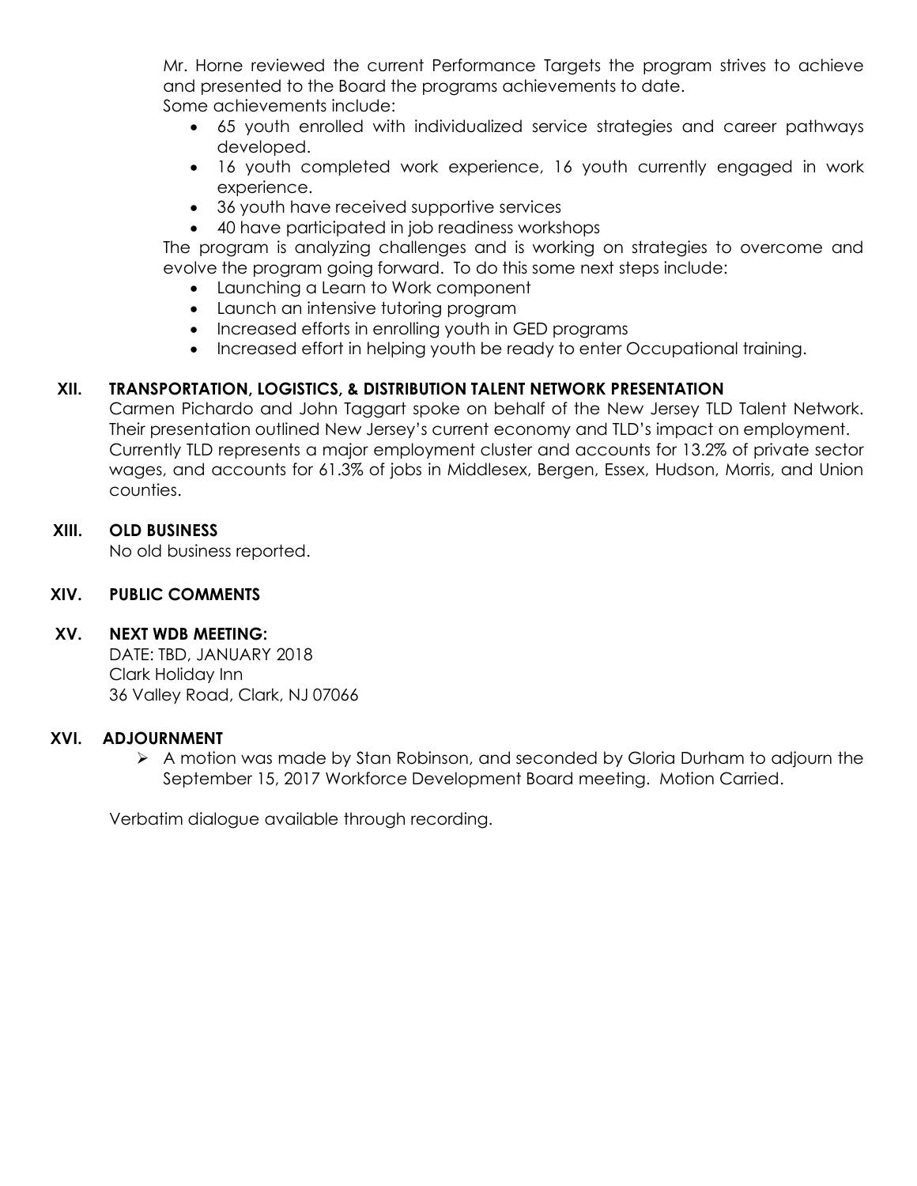Mr. Horne reviewed the current Performance Targets the program strives to achieve and presented to the Board the programs achievements to date.
Some achievements include:

- 65 youth enrolled with individualized service strategies and career pathways developed.
- 16 youth completed work experience, 16 youth currently engaged in work experience.
- 36 youth have received supportive services
- 40 have participated in job readiness workshops

The program is analyzing challenges and is working on strategies to overcome and evolve the program going forward. To do this some next steps include:

- Launching a Learn to Work component
- Launch an intensive tutoring program
- Increased efforts in enrolling youth in GED programs
- Increased effort in helping youth be ready to enter Occupational training.

## XII. TRANSPORTATION, LOGISTICS, & DISTRIBUTION TALENT NETWORK PRESENTATION

Carmen Pichardo and John Taggart spoke on behalf of the New Jersey TLD Talent Network. Their presentation outlined New Jersey's current economy and TLD's impact on employment. Currently TLD represents a major employment cluster and accounts for 13.2% of private sector wages, and accounts for 61.3% of jobs in Middlesex, Bergen, Essex, Hudson, Morris, and Union counties.

## XIII. OLD BUSINESS

No old business reported.

## XIV. PUBLIC COMMENTS

## XV. NEXT WDB MEETING:

DATE: TBD, JANUARY 2018
Clark Holiday Inn
36 Valley Road, Clark, NJ 07066

## XVI. ADJOURNMENT

- A motion was made by Stan Robinson, and seconded by Gloria Durham to adjourn the September 15, 2017 Workforce Development Board meeting. Motion Carried.

Verbatim dialogue available through recording.